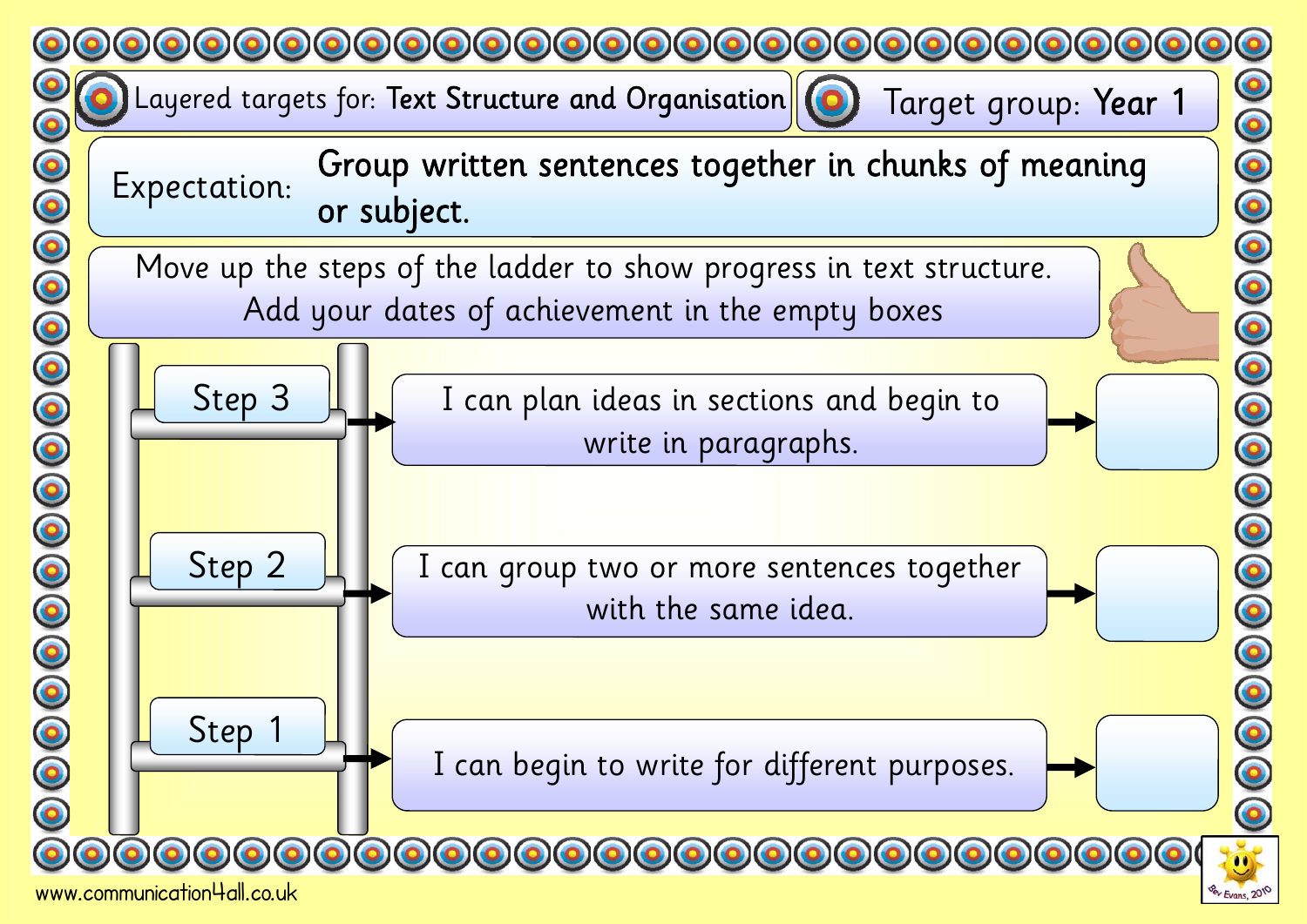Layered targets for: **Text Structure and Organisation**

Target group: **Year 1**

Expectation: **Group written sentences together in chunks of meaning or subject.**

Move up the steps of the ladder to show progress in text structure.
Add your dates of achievement in the empty boxes

| Step | Target | Date |
| --- | --- | --- |
| Step 3 | I can plan ideas in sections and begin to write in paragraphs. | |
| Step 2 | I can group two or more sentences together with the same idea. | |
| Step 1 | I can begin to write for different purposes. | |

www.communication4all.co.uk

Bev Evans, 2010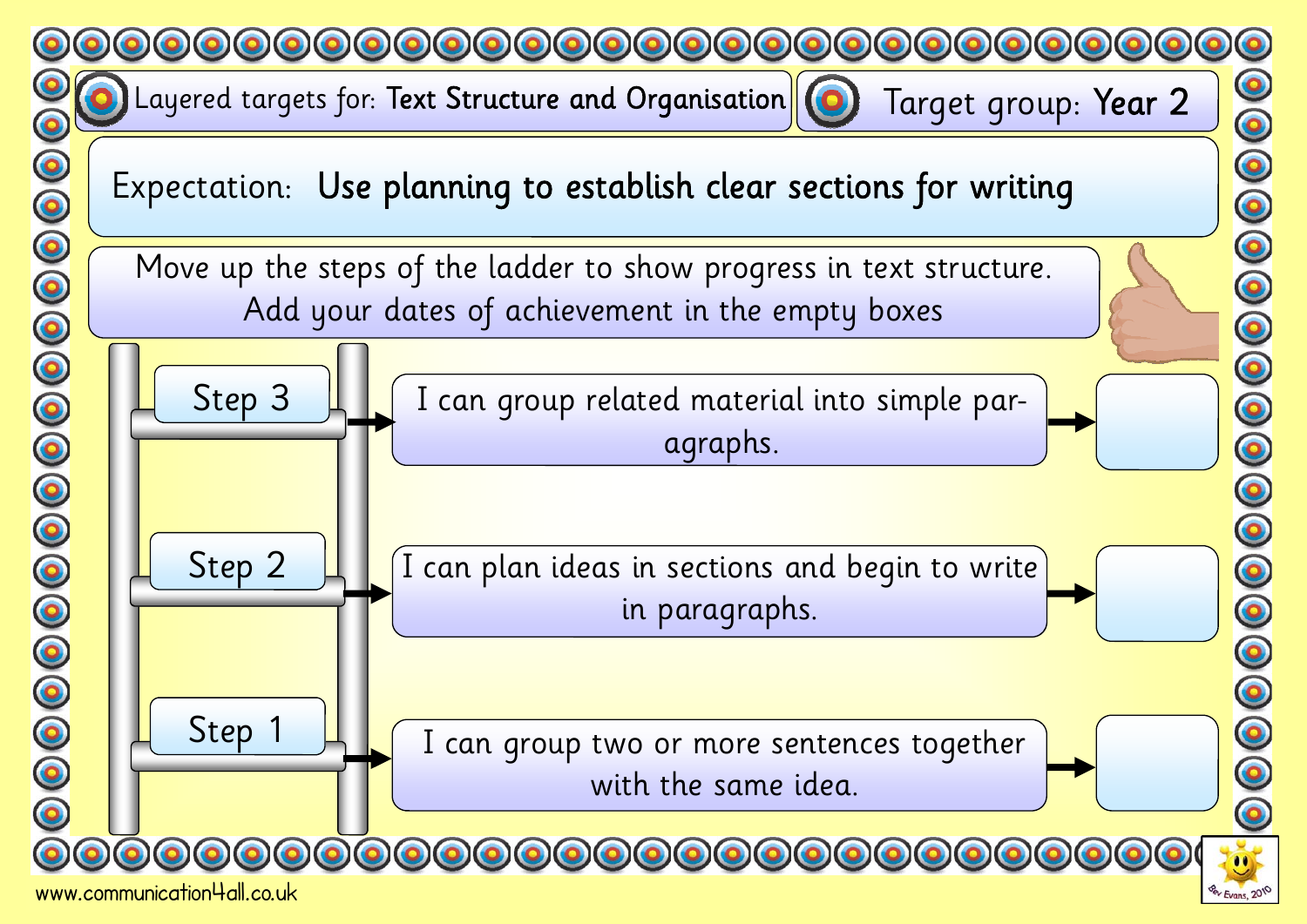Layered targets for: **Text Structure and Organisation**

Target group: **Year 2**

Expectation: **Use planning to establish clear sections for writing**

Move up the steps of the ladder to show progress in text structure.
Add your dates of achievement in the empty boxes

| Step | Target | Date of achievement |
| --- | --- | --- |
| Step 3 | I can group related material into simple paragraphs. | |
| Step 2 | I can plan ideas in sections and begin to write in paragraphs. | |
| Step 1 | I can group two or more sentences together with the same idea. | |

www.communication4all.co.uk

Bev Evans, 2010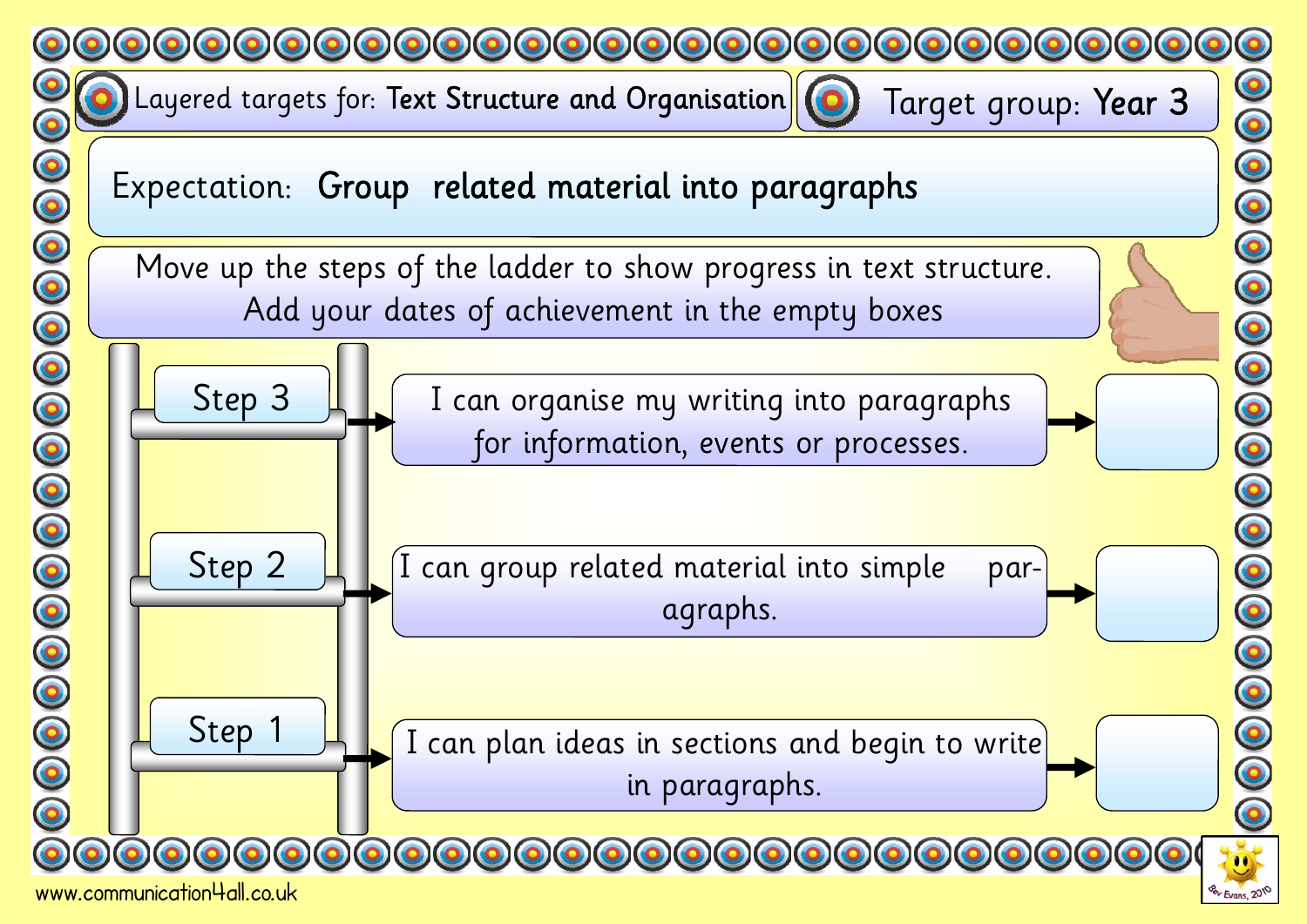Layered targets for: **Text Structure and Organisation**

Target group: **Year 3**

Expectation: **Group related material into paragraphs**

Move up the steps of the ladder to show progress in text structure.
Add your dates of achievement in the empty boxes

| Step | Target | Date |
| --- | --- | --- |
| Step 3 | I can organise my writing into paragraphs for information, events or processes. | |
| Step 2 | I can group related material into simple paragraphs. | |
| Step 1 | I can plan ideas in sections and begin to write in paragraphs. | |

www.communication4all.co.uk

Bev Evans, 2010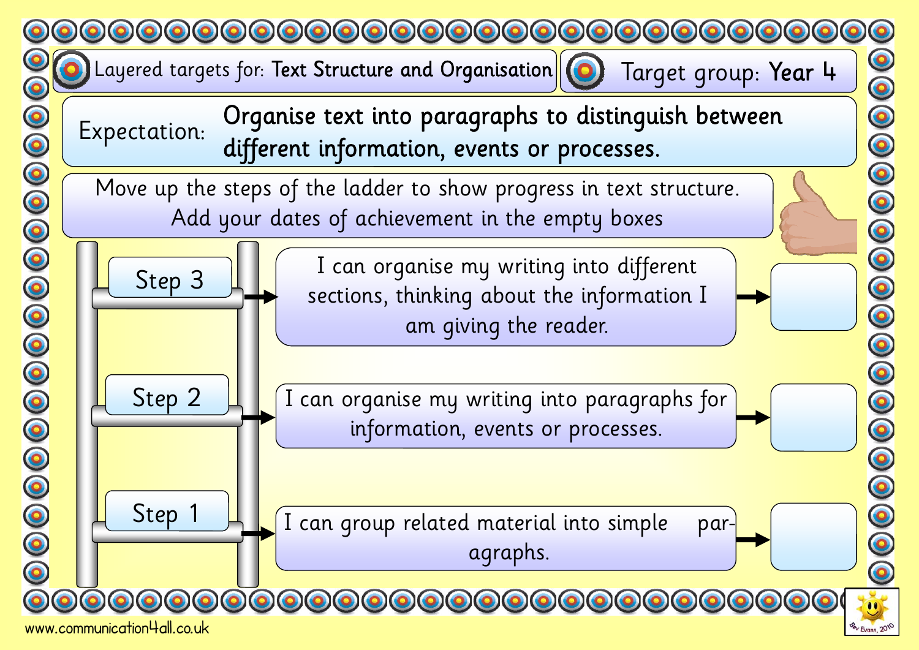Layered targets for: **Text Structure and Organisation**

Target group: **Year 4**

Expectation: **Organise text into paragraphs to distinguish between different information, events or processes.**

Move up the steps of the ladder to show progress in text structure. Add your dates of achievement in the empty boxes

| Step | Target | Date |
|---|---|---|
| Step 3 | I can organise my writing into different sections, thinking about the information I am giving the reader. | |
| Step 2 | I can organise my writing into paragraphs for information, events or processes. | |
| Step 1 | I can group related material into simple paragraphs. | |

www.communication4all.co.uk

Bev Evans, 2010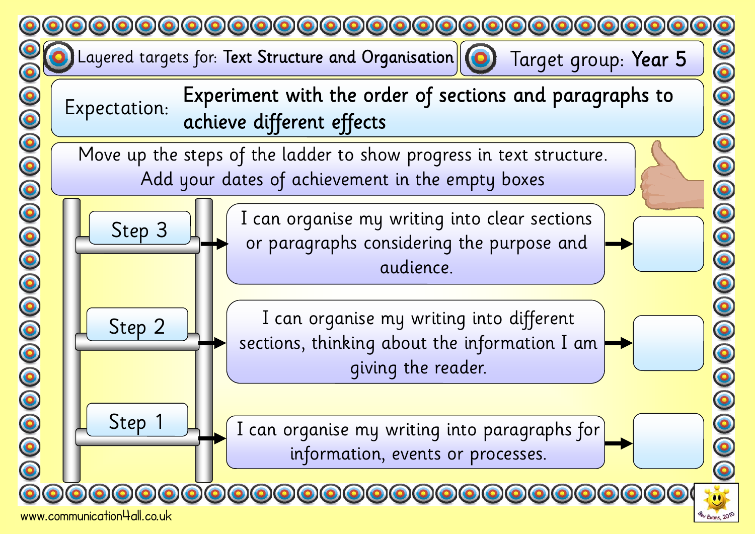Layered targets for: **Text Structure and Organisation**

Target group: **Year 5**

Expectation: **Experiment with the order of sections and paragraphs to achieve different effects**

Move up the steps of the ladder to show progress in text structure.
Add your dates of achievement in the empty boxes

| Step | Target | Date |
| --- | --- | --- |
| Step 3 | I can organise my writing into clear sections or paragraphs considering the purpose and audience. | |
| Step 2 | I can organise my writing into different sections, thinking about the information I am giving the reader. | |
| Step 1 | I can organise my writing into paragraphs for information, events or processes. | |

www.communication4all.co.uk

Bev Evans, 2010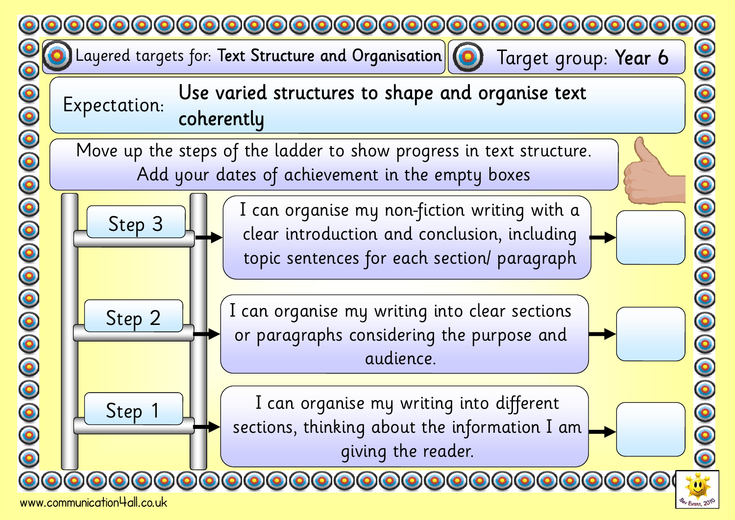Layered targets for: **Text Structure and Organisation**

Target group: **Year 6**

Expectation: **Use varied structures to shape and organise text coherently**

Move up the steps of the ladder to show progress in text structure.
Add your dates of achievement in the empty boxes

| Step | Target | Date |
| --- | --- | --- |
| Step 3 | I can organise my non-fiction writing with a clear introduction and conclusion, including topic sentences for each section/ paragraph | |
| Step 2 | I can organise my writing into clear sections or paragraphs considering the purpose and audience. | |
| Step 1 | I can organise my writing into different sections, thinking about the information I am giving the reader. | |

www.communication4all.co.uk

Bev Evans, 2010